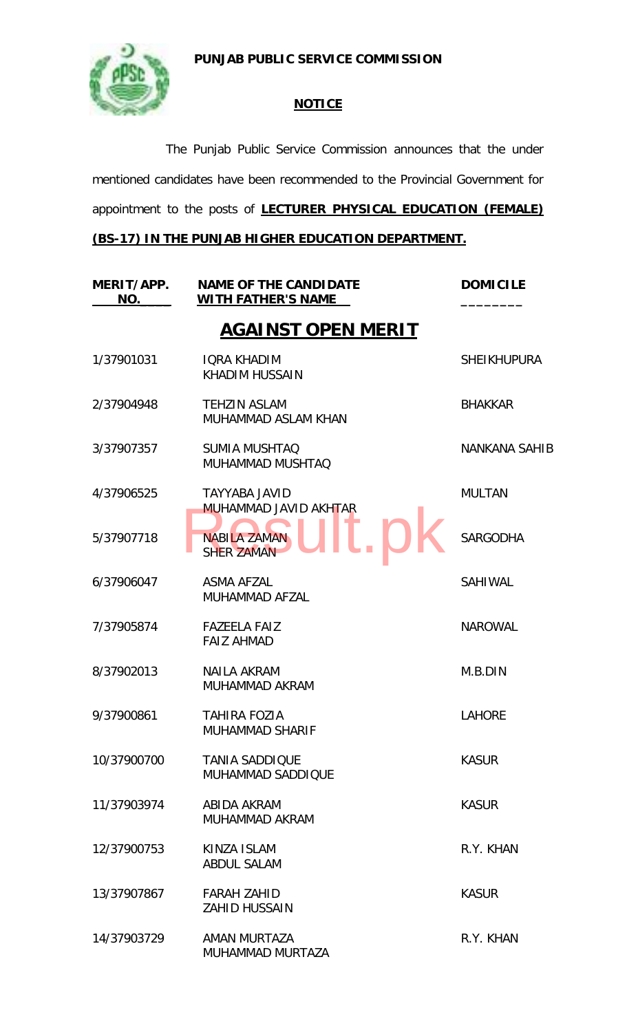**PUNJAB PUBLIC SERVICE COMMISSION**

**NOTICE**

The Punjab Public Service Commission announces that the under mentioned candidates have been recommended to the Provincial Government for appointment to the posts of **LECTURER PHYSICAL EDUCATION (FEMALE) (BS-17) IN THE PUNJAB HIGHER EDUCATION DEPARTMENT.**

| MERIT/APP. NO. | NAME OF THE CANDIDATE WITH FATHER'S NAME | DOMICILE |
|---|---|---|
| | **AGAINST OPEN MERIT** | |
| 1/37901031 | IQRA KHADIM<br>KHADIM HUSSAIN | SHEIKHUPURA |
| 2/37904948 | TEHZIN ASLAM<br>MUHAMMAD ASLAM KHAN | BHAKKAR |
| 3/37907357 | SUMIA MUSHTAQ<br>MUHAMMAD MUSHTAQ | NANKANA SAHIB |
| 4/37906525 | TAYYABA JAVID<br>MUHAMMAD JAVID AKHTAR | MULTAN |
| 5/37907718 | NABILA ZAMAN<br>SHER ZAMAN | SARGODHA |
| 6/37906047 | ASMA AFZAL<br>MUHAMMAD AFZAL | SAHIWAL |
| 7/37905874 | FAZEELA FAIZ<br>FAIZ AHMAD | NAROWAL |
| 8/37902013 | NAILA AKRAM<br>MUHAMMAD AKRAM | M.B.DIN |
| 9/37900861 | TAHIRA FOZIA<br>MUHAMMAD SHARIF | LAHORE |
| 10/37900700 | TANIA SADDIQUE<br>MUHAMMAD SADDIQUE | KASUR |
| 11/37903974 | ABIDA AKRAM<br>MUHAMMAD AKRAM | KASUR |
| 12/37900753 | KINZA ISLAM<br>ABDUL SALAM | R.Y. KHAN |
| 13/37907867 | FARAH ZAHID<br>ZAHID HUSSAIN | KASUR |
| 14/37903729 | AMAN MURTAZA<br>MUHAMMAD MURTAZA | R.Y. KHAN |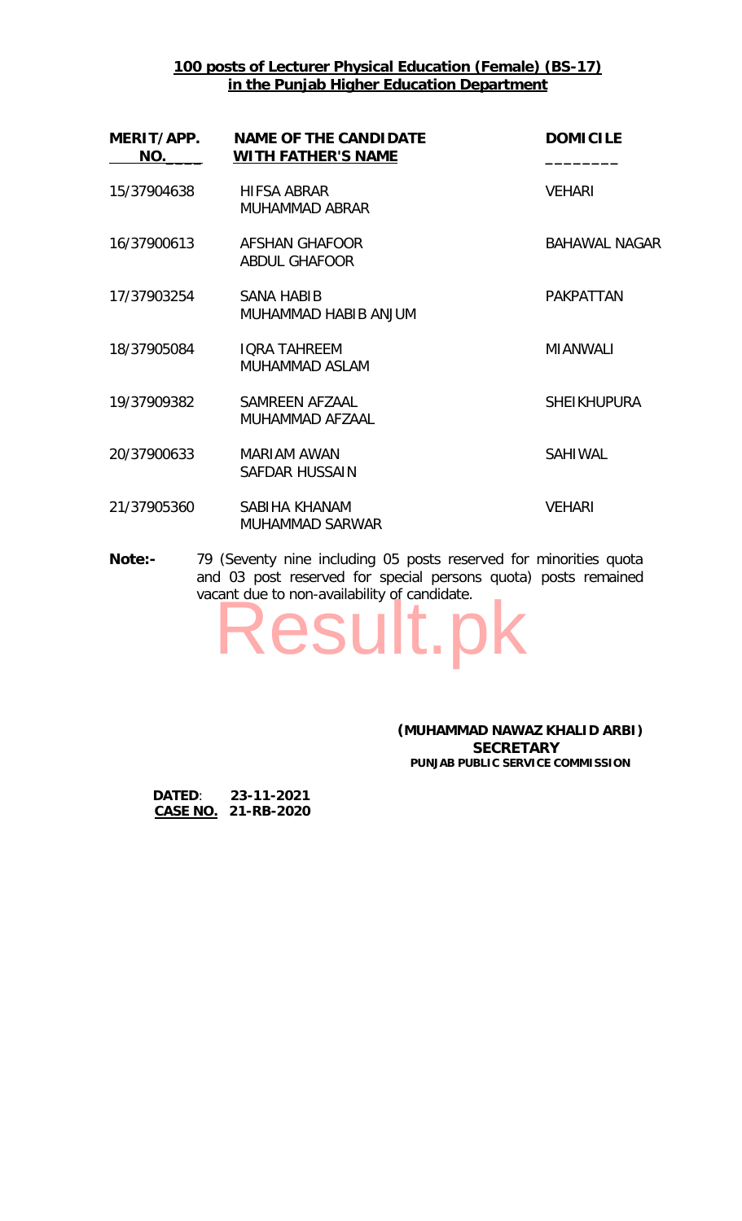**100 posts of Lecturer Physical Education (Female) (BS-17)**
**in the Punjab Higher Education Department**

| MERIT/APP. NO. | NAME OF THE CANDIDATE WITH FATHER'S NAME | DOMICILE |
|---|---|---|
| 15/37904638 | HIFSA ABRAR<br>MUHAMMAD ABRAR | VEHARI |
| 16/37900613 | AFSHAN GHAFOOR<br>ABDUL GHAFOOR | BAHAWAL NAGAR |
| 17/37903254 | SANA HABIB<br>MUHAMMAD HABIB ANJUM | PAKPATTAN |
| 18/37905084 | IQRA TAHREEM<br>MUHAMMAD ASLAM | MIANWALI |
| 19/37909382 | SAMREEN AFZAAL<br>MUHAMMAD AFZAAL | SHEIKHUPURA |
| 20/37900633 | MARIAM AWAN<br>SAFDAR HUSSAIN | SAHIWAL |
| 21/37905360 | SABIHA KHANAM<br>MUHAMMAD SARWAR | VEHARI |

**Note:-** 79 (Seventy nine including 05 posts reserved for minorities quota and 03 post reserved for special persons quota) posts remained vacant due to non-availability of candidate.

Result.pk

**(MUHAMMAD NAWAZ KHALID ARBI)**
**SECRETARY**
**PUNJAB PUBLIC SERVICE COMMISSION**

**DATED**: **23-11-2021**
**CASE NO. 21-RB-2020**